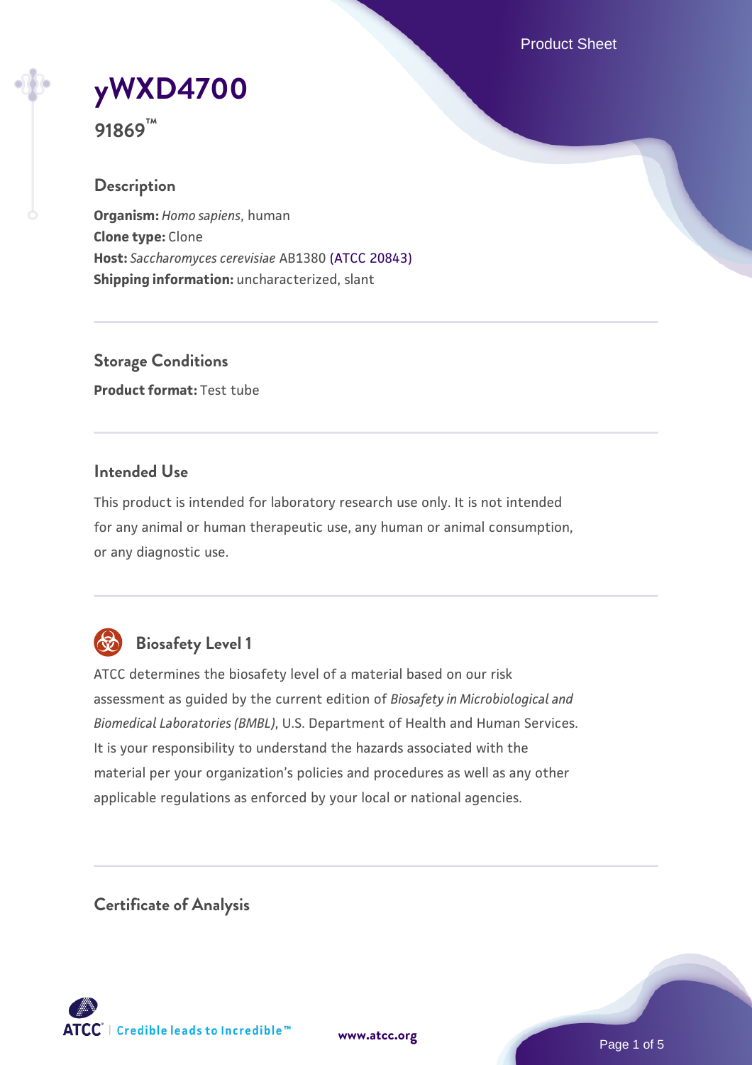# yWXD4700

**91869™**

## Description

**Organism:** *Homo sapiens*, human
**Clone type:** Clone
**Host:** *Saccharomyces cerevisiae* AB1380 (ATCC 20843)
**Shipping information:** uncharacterized, slant

## Storage Conditions

**Product format:** Test tube

## Intended Use

This product is intended for laboratory research use only. It is not intended for any animal or human therapeutic use, any human or animal consumption, or any diagnostic use.

## Biosafety Level 1

ATCC determines the biosafety level of a material based on our risk assessment as guided by the current edition of *Biosafety in Microbiological and Biomedical Laboratories (BMBL)*, U.S. Department of Health and Human Services. It is your responsibility to understand the hazards associated with the material per your organization's policies and procedures as well as any other applicable regulations as enforced by your local or national agencies.

## Certificate of Analysis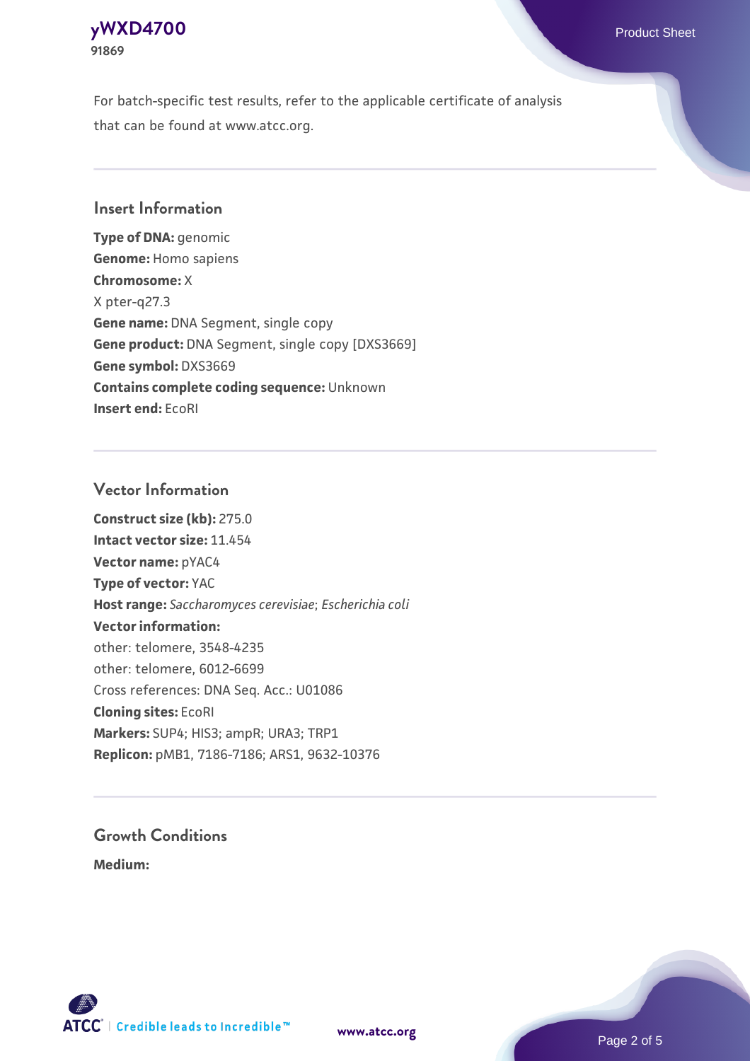For batch-specific test results, refer to the applicable certificate of analysis that can be found at www.atcc.org.

## Insert Information

**Type of DNA:** genomic
**Genome:** Homo sapiens
**Chromosome:** X
X pter-q27.3
**Gene name:** DNA Segment, single copy
**Gene product:** DNA Segment, single copy [DXS3669]
**Gene symbol:** DXS3669
**Contains complete coding sequence:** Unknown
**Insert end:** EcoRI

## Vector Information

**Construct size (kb):** 275.0
**Intact vector size:** 11.454
**Vector name:** pYAC4
**Type of vector:** YAC
**Host range:** *Saccharomyces cerevisiae*; *Escherichia coli*
**Vector information:**
other: telomere, 3548-4235
other: telomere, 6012-6699
Cross references: DNA Seq. Acc.: U01086
**Cloning sites:** EcoRI
**Markers:** SUP4; HIS3; ampR; URA3; TRP1
**Replicon:** pMB1, 7186-7186; ARS1, 9632-10376

## Growth Conditions

**Medium:**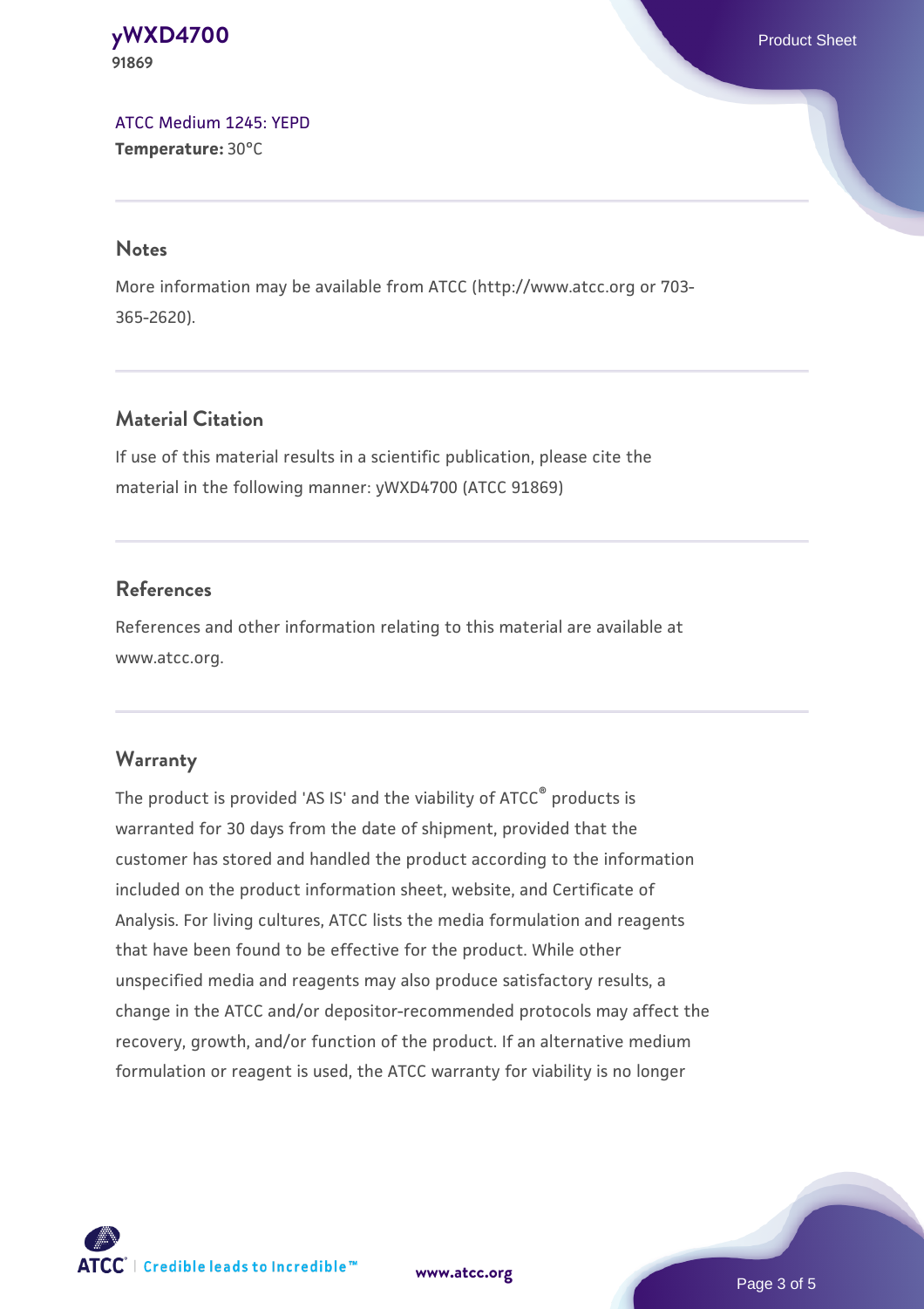ATCC Medium 1245: YEPD
**Temperature:** 30°C

## Notes

More information may be available from ATCC (http://www.atcc.org or 703-365-2620).

## Material Citation

If use of this material results in a scientific publication, please cite the material in the following manner: yWXD4700 (ATCC 91869)

## References

References and other information relating to this material are available at www.atcc.org.

## Warranty

The product is provided 'AS IS' and the viability of ATCC® products is warranted for 30 days from the date of shipment, provided that the customer has stored and handled the product according to the information included on the product information sheet, website, and Certificate of Analysis. For living cultures, ATCC lists the media formulation and reagents that have been found to be effective for the product. While other unspecified media and reagents may also produce satisfactory results, a change in the ATCC and/or depositor-recommended protocols may affect the recovery, growth, and/or function of the product. If an alternative medium formulation or reagent is used, the ATCC warranty for viability is no longer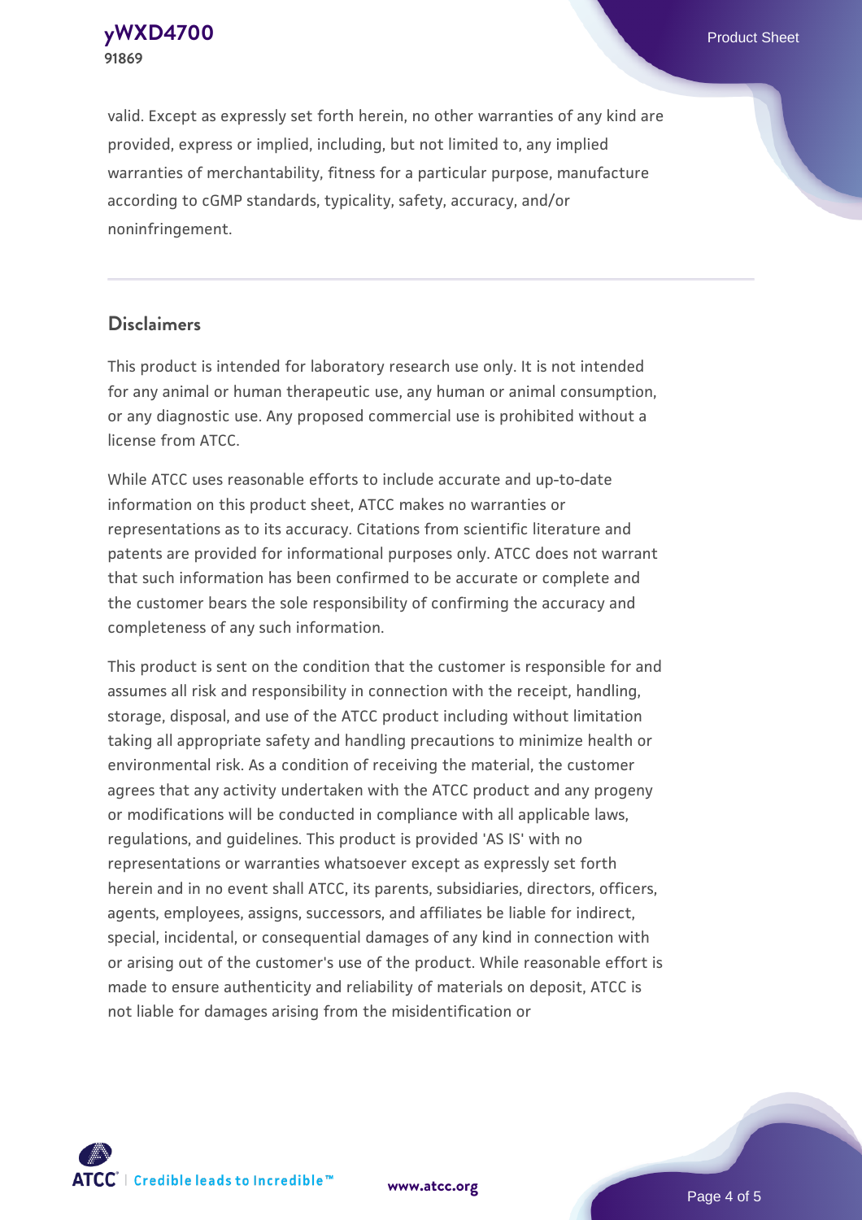valid. Except as expressly set forth herein, no other warranties of any kind are provided, express or implied, including, but not limited to, any implied warranties of merchantability, fitness for a particular purpose, manufacture according to cGMP standards, typicality, safety, accuracy, and/or noninfringement.

## Disclaimers

This product is intended for laboratory research use only. It is not intended for any animal or human therapeutic use, any human or animal consumption, or any diagnostic use. Any proposed commercial use is prohibited without a license from ATCC.

While ATCC uses reasonable efforts to include accurate and up-to-date information on this product sheet, ATCC makes no warranties or representations as to its accuracy. Citations from scientific literature and patents are provided for informational purposes only. ATCC does not warrant that such information has been confirmed to be accurate or complete and the customer bears the sole responsibility of confirming the accuracy and completeness of any such information.

This product is sent on the condition that the customer is responsible for and assumes all risk and responsibility in connection with the receipt, handling, storage, disposal, and use of the ATCC product including without limitation taking all appropriate safety and handling precautions to minimize health or environmental risk. As a condition of receiving the material, the customer agrees that any activity undertaken with the ATCC product and any progeny or modifications will be conducted in compliance with all applicable laws, regulations, and guidelines. This product is provided 'AS IS' with no representations or warranties whatsoever except as expressly set forth herein and in no event shall ATCC, its parents, subsidiaries, directors, officers, agents, employees, assigns, successors, and affiliates be liable for indirect, special, incidental, or consequential damages of any kind in connection with or arising out of the customer's use of the product. While reasonable effort is made to ensure authenticity and reliability of materials on deposit, ATCC is not liable for damages arising from the misidentification or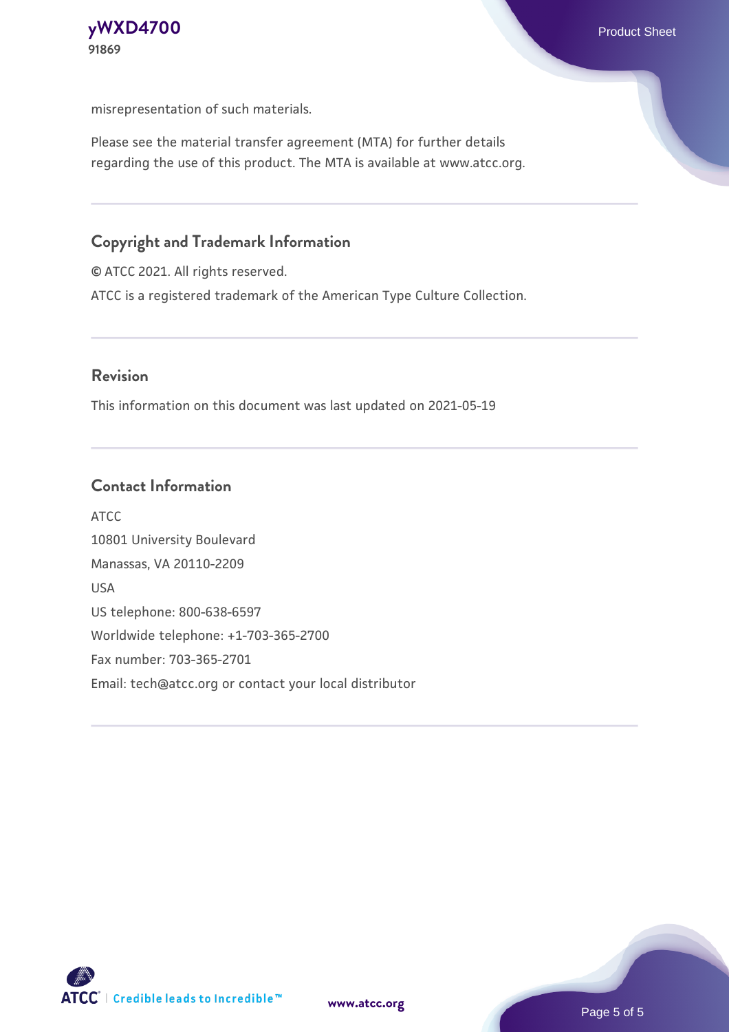misrepresentation of such materials.

Please see the material transfer agreement (MTA) for further details regarding the use of this product. The MTA is available at www.atcc.org.

## Copyright and Trademark Information

© ATCC 2021. All rights reserved.

ATCC is a registered trademark of the American Type Culture Collection.

## Revision

This information on this document was last updated on 2021-05-19

## Contact Information

ATCC
10801 University Boulevard
Manassas, VA 20110-2209
USA
US telephone: 800-638-6597
Worldwide telephone: +1-703-365-2700
Fax number: 703-365-2701
Email: tech@atcc.org or contact your local distributor